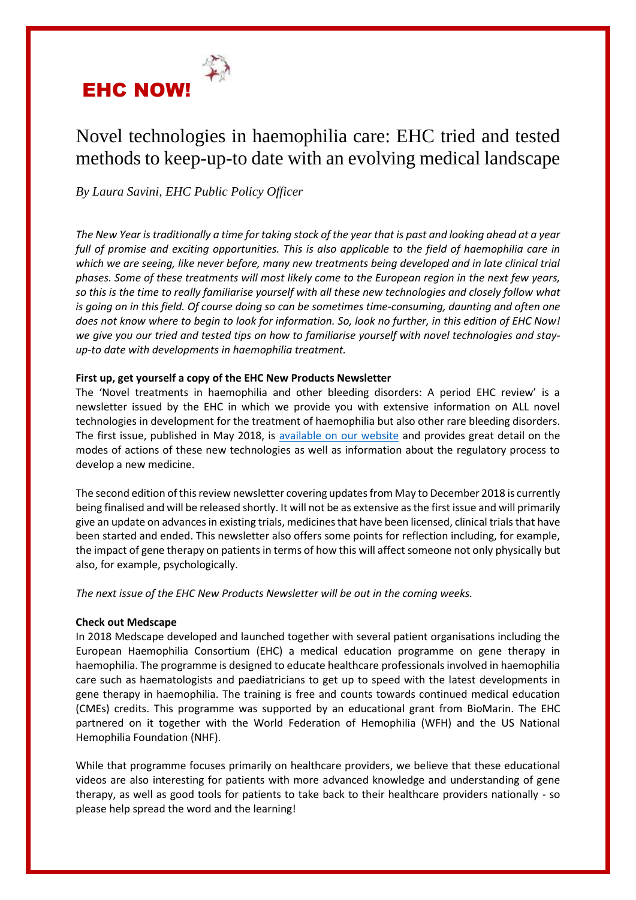# EHC NOW!

## Novel technologies in haemophilia care: EHC tried and tested methods to keep-up-to date with an evolving medical landscape

*By Laura Savini, EHC Public Policy Officer*

*The New Year is traditionally a time for taking stock of the year that is past and looking ahead at a year full of promise and exciting opportunities. This is also applicable to the field of haemophilia care in which we are seeing, like never before, many new treatments being developed and in late clinical trial phases. Some of these treatments will most likely come to the European region in the next few years, so this is the time to really familiarise yourself with all these new technologies and closely follow what is going on in this field. Of course doing so can be sometimes time-consuming, daunting and often one does not know where to begin to look for information. So, look no further, in this edition of EHC Now! we give you our tried and tested tips on how to familiarise yourself with novel technologies and stay-up-to date with developments in haemophilia treatment.*

**First up, get yourself a copy of the EHC New Products Newsletter**

The 'Novel treatments in haemophilia and other bleeding disorders: A period EHC review' is a newsletter issued by the EHC in which we provide you with extensive information on ALL novel technologies in development for the treatment of haemophilia but also other rare bleeding disorders. The first issue, published in May 2018, is available on our website and provides great detail on the modes of actions of these new technologies as well as information about the regulatory process to develop a new medicine.

The second edition of this review newsletter covering updates from May to December 2018 is currently being finalised and will be released shortly. It will not be as extensive as the first issue and will primarily give an update on advances in existing trials, medicines that have been licensed, clinical trials that have been started and ended. This newsletter also offers some points for reflection including, for example, the impact of gene therapy on patients in terms of how this will affect someone not only physically but also, for example, psychologically.

*The next issue of the EHC New Products Newsletter will be out in the coming weeks.*

**Check out Medscape**

In 2018 Medscape developed and launched together with several patient organisations including the European Haemophilia Consortium (EHC) a medical education programme on gene therapy in haemophilia. The programme is designed to educate healthcare professionals involved in haemophilia care such as haematologists and paediatricians to get up to speed with the latest developments in gene therapy in haemophilia. The training is free and counts towards continued medical education (CMEs) credits. This programme was supported by an educational grant from BioMarin. The EHC partnered on it together with the World Federation of Hemophilia (WFH) and the US National Hemophilia Foundation (NHF).

While that programme focuses primarily on healthcare providers, we believe that these educational videos are also interesting for patients with more advanced knowledge and understanding of gene therapy, as well as good tools for patients to take back to their healthcare providers nationally - so please help spread the word and the learning!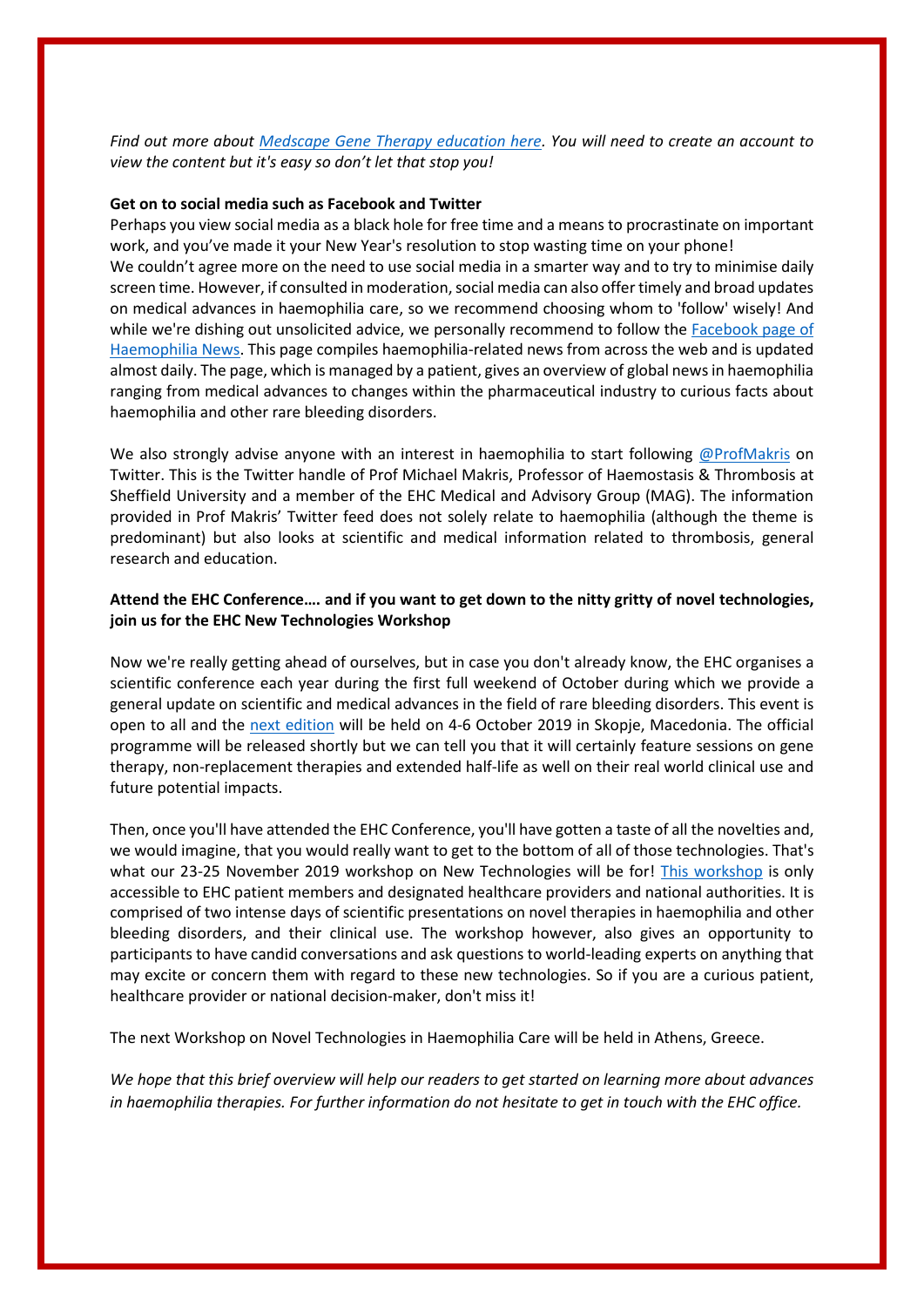*Find out more about Medscape Gene Therapy education here. You will need to create an account to view the content but it's easy so don't let that stop you!*

**Get on to social media such as Facebook and Twitter**

Perhaps you view social media as a black hole for free time and a means to procrastinate on important work, and you've made it your New Year's resolution to stop wasting time on your phone!

We couldn't agree more on the need to use social media in a smarter way and to try to minimise daily screen time. However, if consulted in moderation, social media can also offer timely and broad updates on medical advances in haemophilia care, so we recommend choosing whom to 'follow' wisely! And while we're dishing out unsolicited advice, we personally recommend to follow the Facebook page of Haemophilia News. This page compiles haemophilia-related news from across the web and is updated almost daily. The page, which is managed by a patient, gives an overview of global news in haemophilia ranging from medical advances to changes within the pharmaceutical industry to curious facts about haemophilia and other rare bleeding disorders.

We also strongly advise anyone with an interest in haemophilia to start following @ProfMakris on Twitter. This is the Twitter handle of Prof Michael Makris, Professor of Haemostasis & Thrombosis at Sheffield University and a member of the EHC Medical and Advisory Group (MAG). The information provided in Prof Makris' Twitter feed does not solely relate to haemophilia (although the theme is predominant) but also looks at scientific and medical information related to thrombosis, general research and education.

**Attend the EHC Conference…. and if you want to get down to the nitty gritty of novel technologies, join us for the EHC New Technologies Workshop**

Now we're really getting ahead of ourselves, but in case you don't already know, the EHC organises a scientific conference each year during the first full weekend of October during which we provide a general update on scientific and medical advances in the field of rare bleeding disorders. This event is open to all and the next edition will be held on 4-6 October 2019 in Skopje, Macedonia. The official programme will be released shortly but we can tell you that it will certainly feature sessions on gene therapy, non-replacement therapies and extended half-life as well on their real world clinical use and future potential impacts.

Then, once you'll have attended the EHC Conference, you'll have gotten a taste of all the novelties and, we would imagine, that you would really want to get to the bottom of all of those technologies. That's what our 23-25 November 2019 workshop on New Technologies will be for! This workshop is only accessible to EHC patient members and designated healthcare providers and national authorities. It is comprised of two intense days of scientific presentations on novel therapies in haemophilia and other bleeding disorders, and their clinical use. The workshop however, also gives an opportunity to participants to have candid conversations and ask questions to world-leading experts on anything that may excite or concern them with regard to these new technologies. So if you are a curious patient, healthcare provider or national decision-maker, don't miss it!

The next Workshop on Novel Technologies in Haemophilia Care will be held in Athens, Greece.

*We hope that this brief overview will help our readers to get started on learning more about advances in haemophilia therapies. For further information do not hesitate to get in touch with the EHC office.*